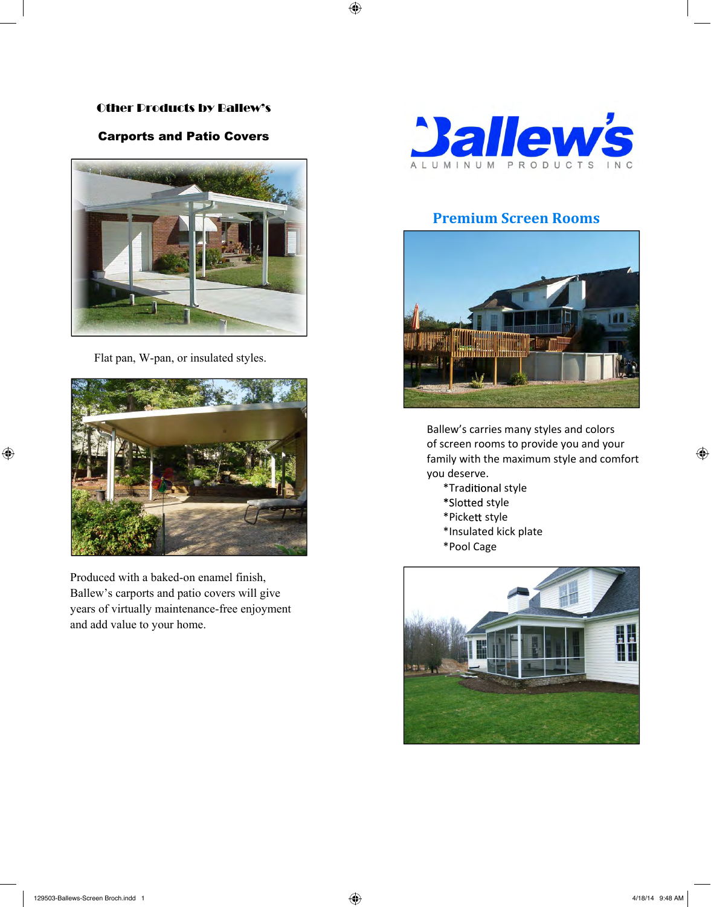## Other Products by Ballew's

### Carports and Patio Covers

Flat pan, W-pan, or insulated styles.

Produced with a baked-on enamel finish, Ballew's carports and patio covers will give years of virtually maintenance-free enjoyment and add value to your home.

# Ballew's

ALUMINUM PRODUCTS INC

## Premium Screen Rooms

Ballew's carries many styles and colors of screen rooms to provide you and your family with the maximum style and comfort you deserve.

*Traditional style
*Slotted style
*Pickett style
*Insulated kick plate
*Pool Cage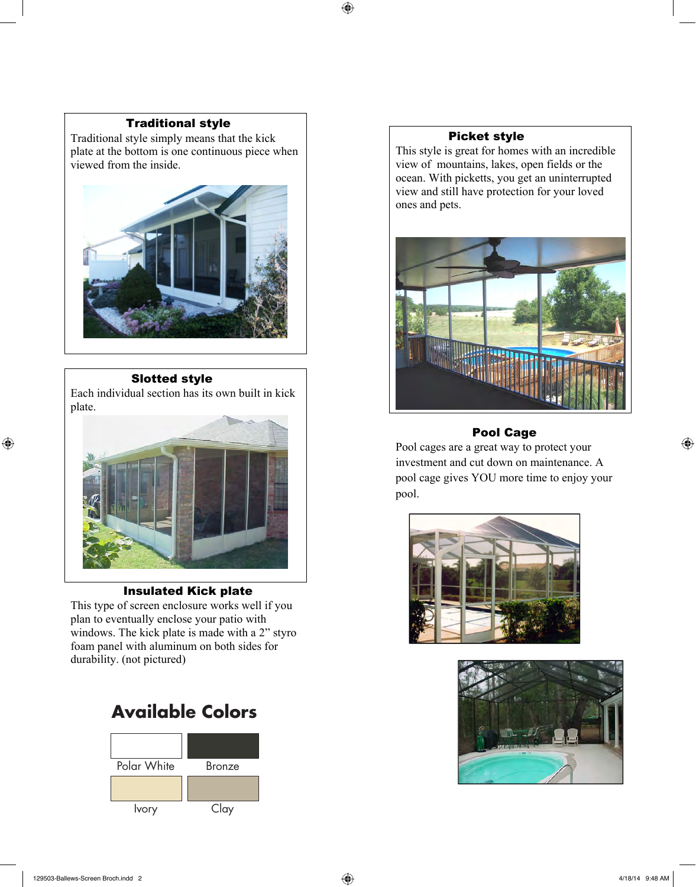## Traditional style

Traditional style simply means that the kick plate at the bottom is one continuous piece when viewed from the inside.

## Slotted style

Each individual section has its own built in kick plate.

## Insulated Kick plate

This type of screen enclosure works well if you plan to eventually enclose your patio with windows. The kick plate is made with a 2" styro foam panel with aluminum on both sides for durability. (not pictured)

## Available Colors

| | |
|---|---|
| Polar White | Bronze |
| Ivory | Clay |

## Picket style

This style is great for homes with an incredible view of mountains, lakes, open fields or the ocean. With picketts, you get an uninterrupted view and still have protection for your loved ones and pets.

## Pool Cage

Pool cages are a great way to protect your investment and cut down on maintenance. A pool cage gives YOU more time to enjoy your pool.